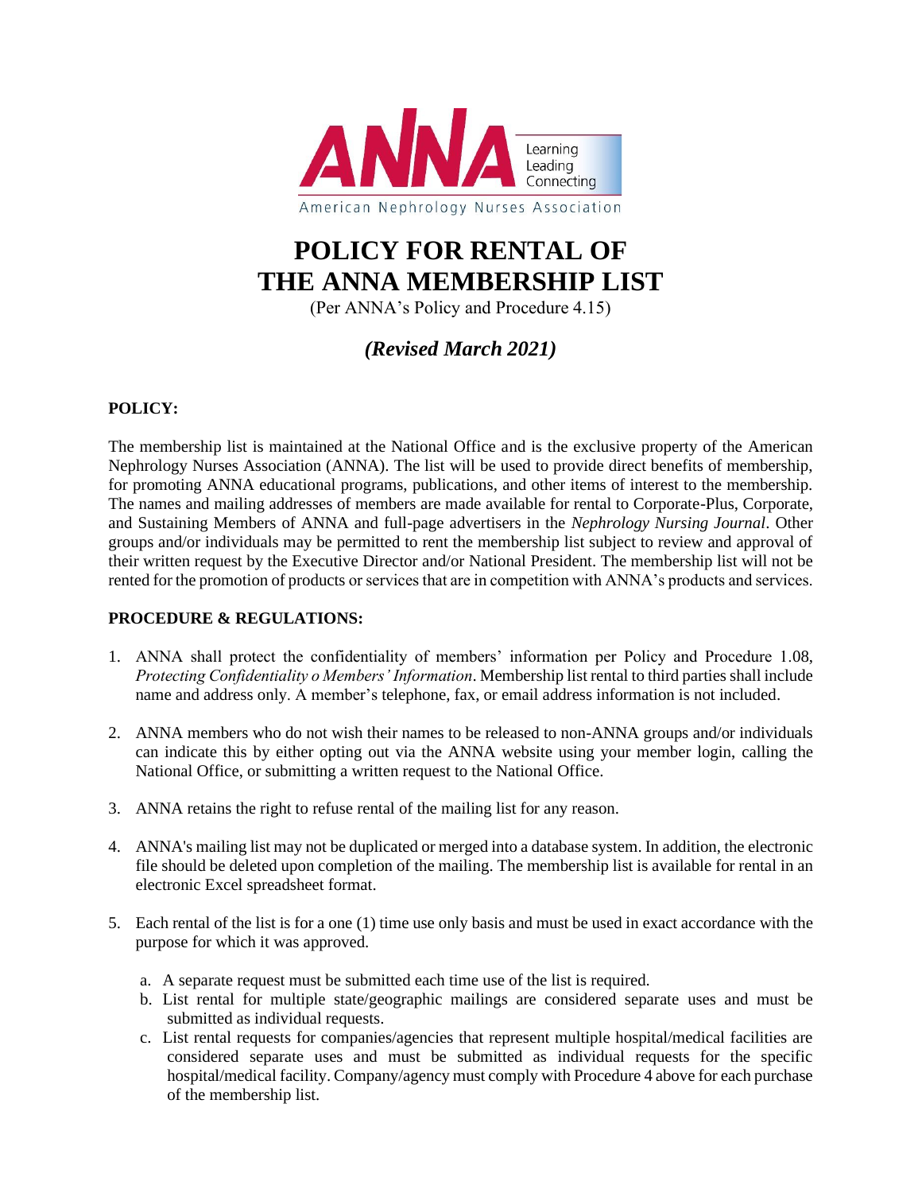ANNA Learning Leading Connecting

American Nephrology Nurses Association

# POLICY FOR RENTAL OF THE ANNA MEMBERSHIP LIST

(Per ANNA's Policy and Procedure 4.15)

***(Revised March 2021)***

**POLICY:**

The membership list is maintained at the National Office and is the exclusive property of the American Nephrology Nurses Association (ANNA). The list will be used to provide direct benefits of membership, for promoting ANNA educational programs, publications, and other items of interest to the membership. The names and mailing addresses of members are made available for rental to Corporate-Plus, Corporate, and Sustaining Members of ANNA and full-page advertisers in the *Nephrology Nursing Journal*. Other groups and/or individuals may be permitted to rent the membership list subject to review and approval of their written request by the Executive Director and/or National President. The membership list will not be rented for the promotion of products or services that are in competition with ANNA's products and services.

**PROCEDURE & REGULATIONS:**

1. ANNA shall protect the confidentiality of members' information per Policy and Procedure 1.08, *Protecting Confidentiality o Members' Information*. Membership list rental to third parties shall include name and address only. A member's telephone, fax, or email address information is not included.
2. ANNA members who do not wish their names to be released to non-ANNA groups and/or individuals can indicate this by either opting out via the ANNA website using your member login, calling the National Office, or submitting a written request to the National Office.
3. ANNA retains the right to refuse rental of the mailing list for any reason.
4. ANNA's mailing list may not be duplicated or merged into a database system. In addition, the electronic file should be deleted upon completion of the mailing. The membership list is available for rental in an electronic Excel spreadsheet format.
5. Each rental of the list is for a one (1) time use only basis and must be used in exact accordance with the purpose for which it was approved.
   a. A separate request must be submitted each time use of the list is required.
   b. List rental for multiple state/geographic mailings are considered separate uses and must be submitted as individual requests.
   c. List rental requests for companies/agencies that represent multiple hospital/medical facilities are considered separate uses and must be submitted as individual requests for the specific hospital/medical facility. Company/agency must comply with Procedure 4 above for each purchase of the membership list.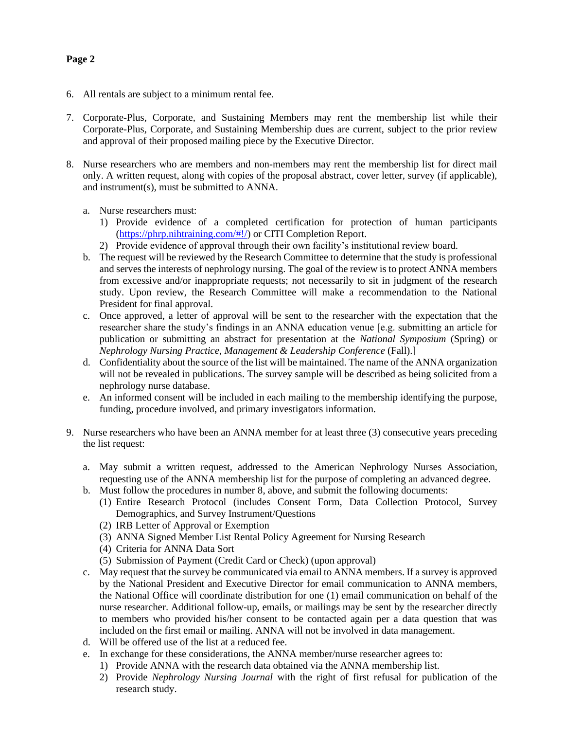6. All rentals are subject to a minimum rental fee.

7. Corporate-Plus, Corporate, and Sustaining Members may rent the membership list while their Corporate-Plus, Corporate, and Sustaining Membership dues are current, subject to the prior review and approval of their proposed mailing piece by the Executive Director.

8. Nurse researchers who are members and non-members may rent the membership list for direct mail only. A written request, along with copies of the proposal abstract, cover letter, survey (if applicable), and instrument(s), must be submitted to ANNA.

   a. Nurse researchers must:
      1) Provide evidence of a completed certification for protection of human participants (https://phrp.nihtraining.com/#!/) or CITI Completion Report.
      2) Provide evidence of approval through their own facility's institutional review board.

   b. The request will be reviewed by the Research Committee to determine that the study is professional and serves the interests of nephrology nursing. The goal of the review is to protect ANNA members from excessive and/or inappropriate requests; not necessarily to sit in judgment of the research study. Upon review, the Research Committee will make a recommendation to the National President for final approval.

   c. Once approved, a letter of approval will be sent to the researcher with the expectation that the researcher share the study's findings in an ANNA education venue [e.g. submitting an article for publication or submitting an abstract for presentation at the *National Symposium* (Spring) or *Nephrology Nursing Practice, Management & Leadership Conference* (Fall).]

   d. Confidentiality about the source of the list will be maintained. The name of the ANNA organization will not be revealed in publications. The survey sample will be described as being solicited from a nephrology nurse database.

   e. An informed consent will be included in each mailing to the membership identifying the purpose, funding, procedure involved, and primary investigators information.

9. Nurse researchers who have been an ANNA member for at least three (3) consecutive years preceding the list request:

   a. May submit a written request, addressed to the American Nephrology Nurses Association, requesting use of the ANNA membership list for the purpose of completing an advanced degree.

   b. Must follow the procedures in number 8, above, and submit the following documents:
      (1) Entire Research Protocol (includes Consent Form, Data Collection Protocol, Survey Demographics, and Survey Instrument/Questions
      (2) IRB Letter of Approval or Exemption
      (3) ANNA Signed Member List Rental Policy Agreement for Nursing Research
      (4) Criteria for ANNA Data Sort
      (5) Submission of Payment (Credit Card or Check) (upon approval)

   c. May request that the survey be communicated via email to ANNA members. If a survey is approved by the National President and Executive Director for email communication to ANNA members, the National Office will coordinate distribution for one (1) email communication on behalf of the nurse researcher. Additional follow-up, emails, or mailings may be sent by the researcher directly to members who provided his/her consent to be contacted again per a data question that was included on the first email or mailing. ANNA will not be involved in data management.

   d. Will be offered use of the list at a reduced fee.

   e. In exchange for these considerations, the ANNA member/nurse researcher agrees to:
      1) Provide ANNA with the research data obtained via the ANNA membership list.
      2) Provide *Nephrology Nursing Journal* with the right of first refusal for publication of the research study.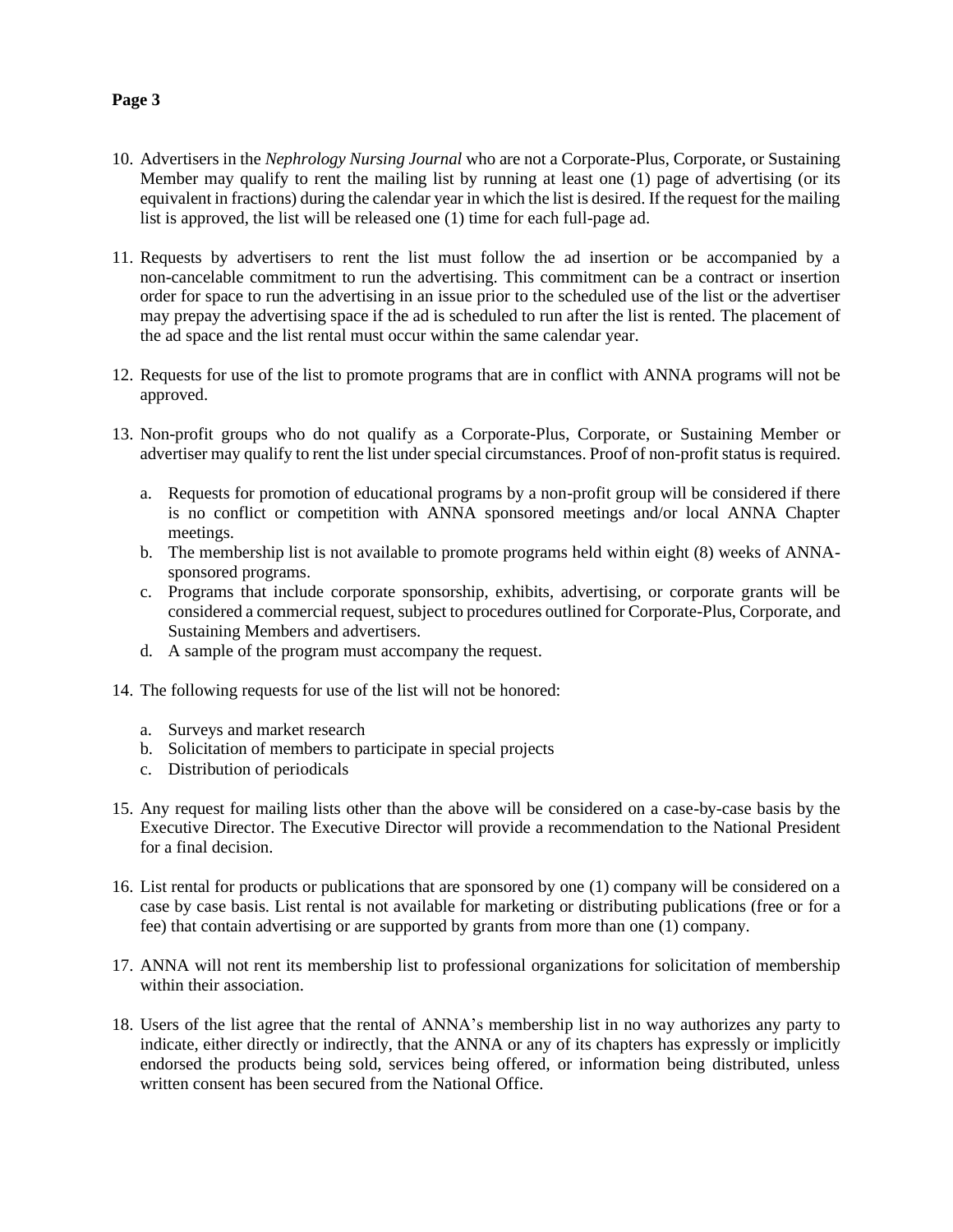**Page 3**

10. Advertisers in the *Nephrology Nursing Journal* who are not a Corporate-Plus, Corporate, or Sustaining Member may qualify to rent the mailing list by running at least one (1) page of advertising (or its equivalent in fractions) during the calendar year in which the list is desired. If the request for the mailing list is approved, the list will be released one (1) time for each full-page ad.

11. Requests by advertisers to rent the list must follow the ad insertion or be accompanied by a non-cancelable commitment to run the advertising. This commitment can be a contract or insertion order for space to run the advertising in an issue prior to the scheduled use of the list or the advertiser may prepay the advertising space if the ad is scheduled to run after the list is rented. The placement of the ad space and the list rental must occur within the same calendar year.

12. Requests for use of the list to promote programs that are in conflict with ANNA programs will not be approved.

13. Non-profit groups who do not qualify as a Corporate-Plus, Corporate, or Sustaining Member or advertiser may qualify to rent the list under special circumstances. Proof of non-profit status is required.

    a. Requests for promotion of educational programs by a non-profit group will be considered if there is no conflict or competition with ANNA sponsored meetings and/or local ANNA Chapter meetings.
    b. The membership list is not available to promote programs held within eight (8) weeks of ANNA-sponsored programs.
    c. Programs that include corporate sponsorship, exhibits, advertising, or corporate grants will be considered a commercial request, subject to procedures outlined for Corporate-Plus, Corporate, and Sustaining Members and advertisers.
    d. A sample of the program must accompany the request.

14. The following requests for use of the list will not be honored:

    a. Surveys and market research
    b. Solicitation of members to participate in special projects
    c. Distribution of periodicals

15. Any request for mailing lists other than the above will be considered on a case-by-case basis by the Executive Director. The Executive Director will provide a recommendation to the National President for a final decision.

16. List rental for products or publications that are sponsored by one (1) company will be considered on a case by case basis. List rental is not available for marketing or distributing publications (free or for a fee) that contain advertising or are supported by grants from more than one (1) company.

17. ANNA will not rent its membership list to professional organizations for solicitation of membership within their association.

18. Users of the list agree that the rental of ANNA's membership list in no way authorizes any party to indicate, either directly or indirectly, that the ANNA or any of its chapters has expressly or implicitly endorsed the products being sold, services being offered, or information being distributed, unless written consent has been secured from the National Office.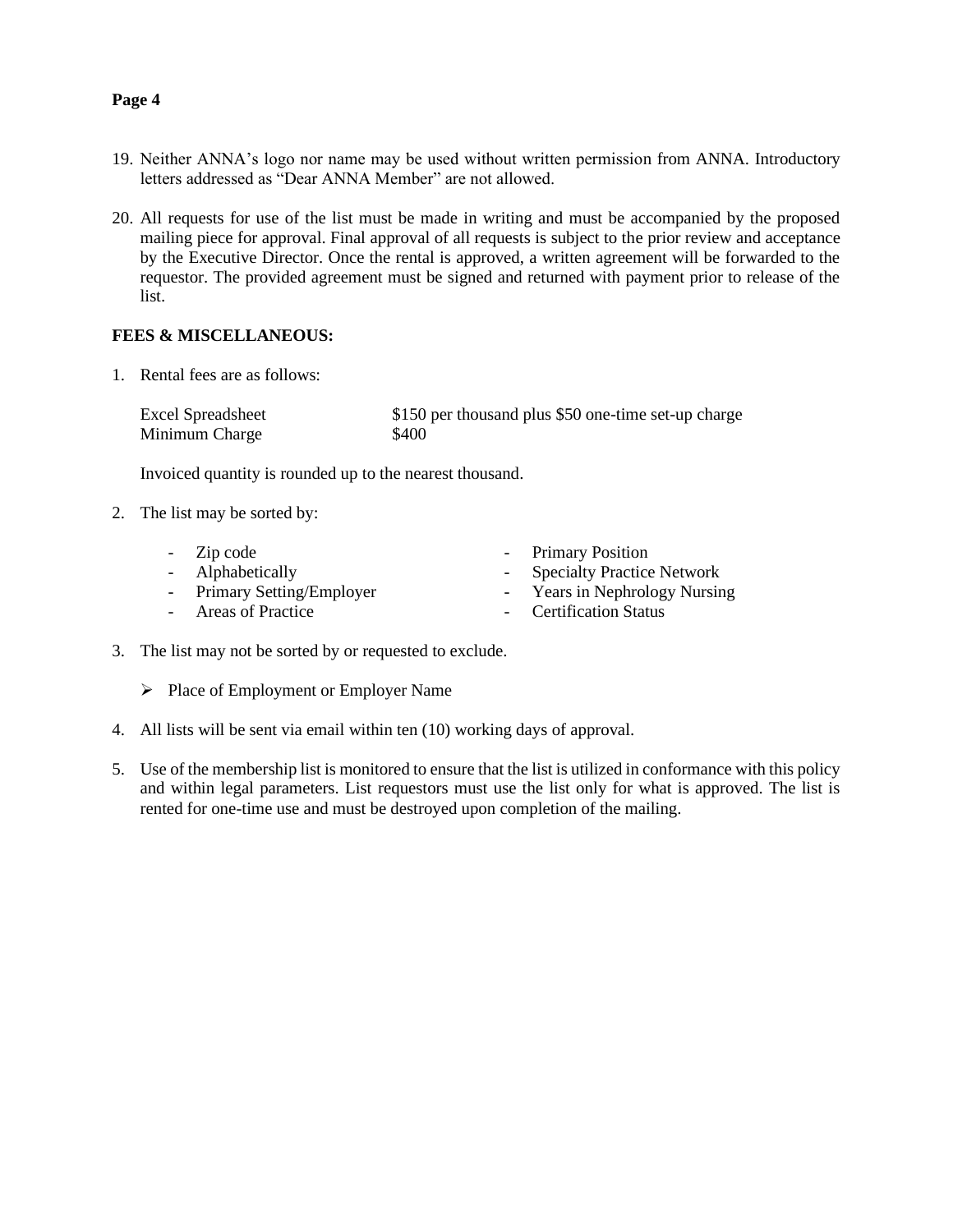19. Neither ANNA's logo nor name may be used without written permission from ANNA. Introductory letters addressed as "Dear ANNA Member" are not allowed.

20. All requests for use of the list must be made in writing and must be accompanied by the proposed mailing piece for approval. Final approval of all requests is subject to the prior review and acceptance by the Executive Director. Once the rental is approved, a written agreement will be forwarded to the requestor. The provided agreement must be signed and returned with payment prior to release of the list.

**FEES & MISCELLANEOUS:**

1. Rental fees are as follows:

   | | |
   |---|---|
   | Excel Spreadsheet | $150 per thousand plus $50 one-time set-up charge |
   | Minimum Charge | $400 |

   Invoiced quantity is rounded up to the nearest thousand.

2. The list may be sorted by:

   - Zip code
   - Alphabetically
   - Primary Setting/Employer
   - Areas of Practice
   - Primary Position
   - Specialty Practice Network
   - Years in Nephrology Nursing
   - Certification Status

3. The list may not be sorted by or requested to exclude.

   - Place of Employment or Employer Name

4. All lists will be sent via email within ten (10) working days of approval.

5. Use of the membership list is monitored to ensure that the list is utilized in conformance with this policy and within legal parameters. List requestors must use the list only for what is approved. The list is rented for one-time use and must be destroyed upon completion of the mailing.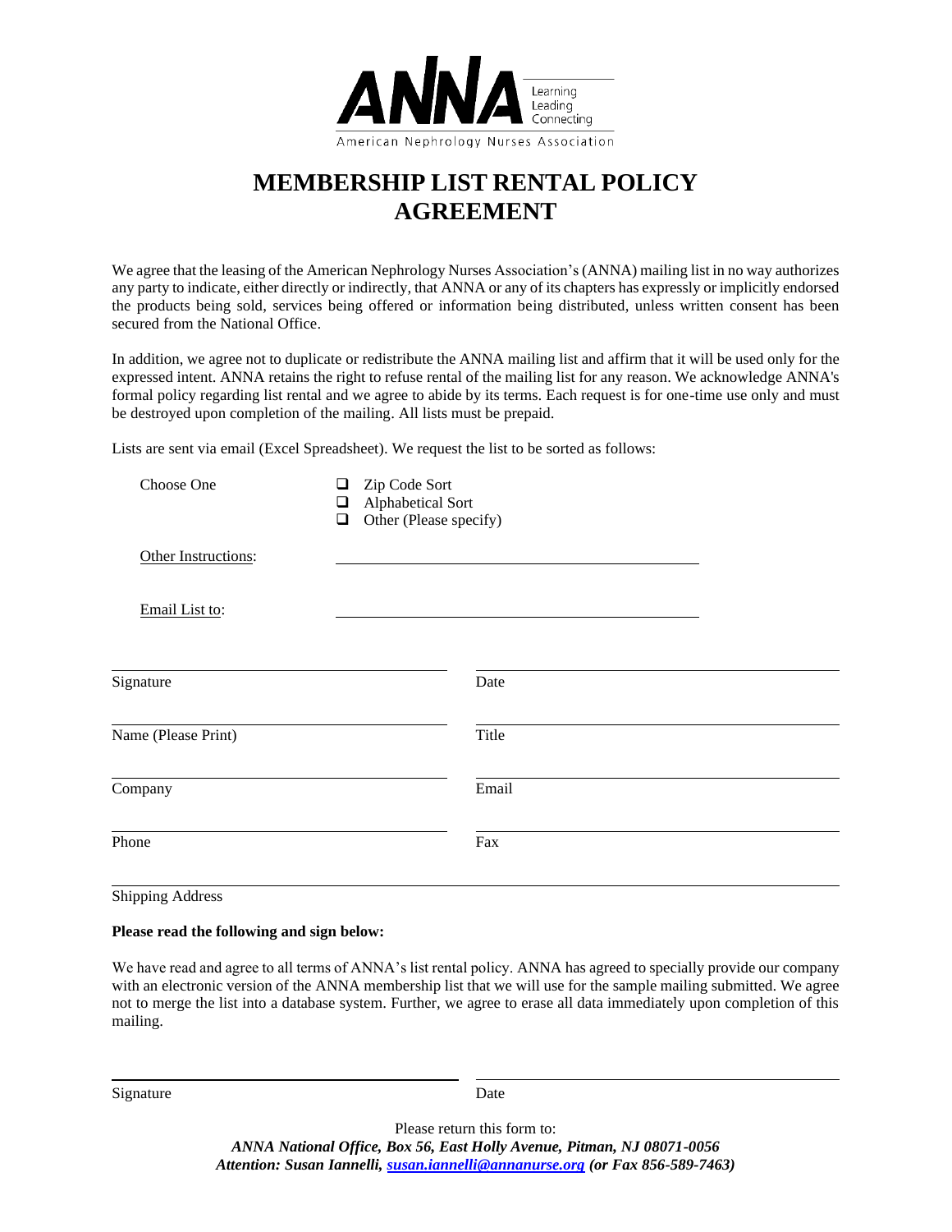ANNA Learning Leading Connecting

American Nephrology Nurses Association

# MEMBERSHIP LIST RENTAL POLICY AGREEMENT

We agree that the leasing of the American Nephrology Nurses Association's (ANNA) mailing list in no way authorizes any party to indicate, either directly or indirectly, that ANNA or any of its chapters has expressly or implicitly endorsed the products being sold, services being offered or information being distributed, unless written consent has been secured from the National Office.

In addition, we agree not to duplicate or redistribute the ANNA mailing list and affirm that it will be used only for the expressed intent. ANNA retains the right to refuse rental of the mailing list for any reason. We acknowledge ANNA's formal policy regarding list rental and we agree to abide by its terms. Each request is for one-time use only and must be destroyed upon completion of the mailing. All lists must be prepaid.

Lists are sent via email (Excel Spreadsheet). We request the list to be sorted as follows:

Choose One
- ☐ Zip Code Sort
- ☐ Alphabetical Sort
- ☐ Other (Please specify)

Other Instructions: ______________________________

Email List to: ______________________________

______________________________ Signature

______________________________ Date

______________________________ Name (Please Print)

______________________________ Title

______________________________ Company

______________________________ Email

______________________________ Phone

______________________________ Fax

______________________________ Shipping Address

**Please read the following and sign below:**

We have read and agree to all terms of ANNA's list rental policy. ANNA has agreed to specially provide our company with an electronic version of the ANNA membership list that we will use for the sample mailing submitted. We agree not to merge the list into a database system. Further, we agree to erase all data immediately upon completion of this mailing.

______________________________ Signature

______________________________ Date

Please return this form to:

***ANNA National Office, Box 56, East Holly Avenue, Pitman, NJ 08071-0056***

***Attention: Susan Iannelli, susan.iannelli@annanurse.org (or Fax 856-589-7463)***